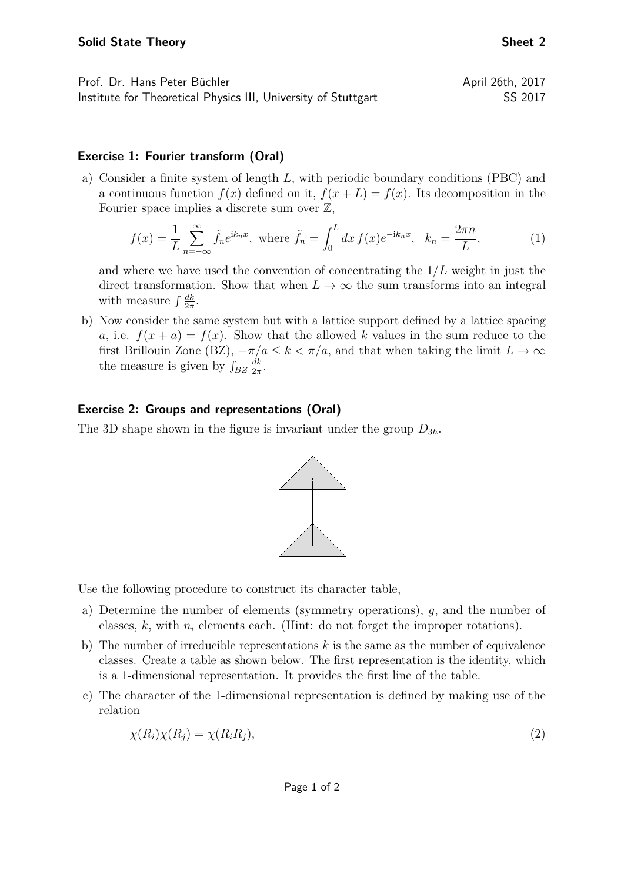**Solid State Theory** **Sheet 2**

Prof. Dr. Hans Peter Büchler April 26th, 2017
Institute for Theoretical Physics III, University of Stuttgart SS 2017

### Exercise 1: Fourier transform (Oral)

a) Consider a finite system of length $L$, with periodic boundary conditions (PBC) and a continuous function $f(x)$ defined on it, $f(x+L) = f(x)$. Its decomposition in the Fourier space implies a discrete sum over $\mathbb{Z}$,

$$f(x) = \frac{1}{L} \sum_{n=-\infty}^{\infty} \tilde{f}_n e^{\mathrm{i}k_n x}, \text{ where } \tilde{f}_n = \int_0^L dx\, f(x) e^{-\mathrm{i}k_n x}, \quad k_n = \frac{2\pi n}{L}, \tag{1}$$

and where we have used the convention of concentrating the $1/L$ weight in just the direct transformation. Show that when $L \to \infty$ the sum transforms into an integral with measure $\int \frac{dk}{2\pi}$.

b) Now consider the same system but with a lattice support defined by a lattice spacing $a$, i.e. $f(x+a) = f(x)$. Show that the allowed $k$ values in the sum reduce to the first Brillouin Zone (BZ), $-\pi/a \le k < \pi/a$, and that when taking the limit $L \to \infty$ the measure is given by $\int_{BZ} \frac{dk}{2\pi}$.

### Exercise 2: Groups and representations (Oral)

The 3D shape shown in the figure is invariant under the group $D_{3h}$.

Use the following procedure to construct its character table,

a) Determine the number of elements (symmetry operations), $g$, and the number of classes, $k$, with $n_i$ elements each. (Hint: do not forget the improper rotations).

b) The number of irreducible representations $k$ is the same as the number of equivalence classes. Create a table as shown below. The first representation is the identity, which is a 1-dimensional representation. It provides the first line of the table.

c) The character of the 1-dimensional representation is defined by making use of the relation

$$\chi(R_i)\chi(R_j) = \chi(R_i R_j), \tag{2}$$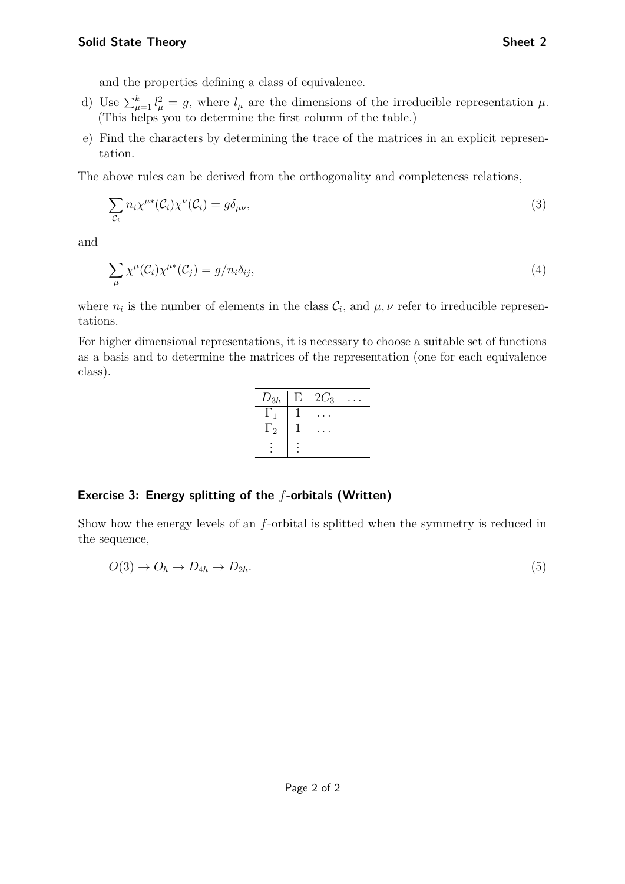and the properties defining a class of equivalence.

d) Use $\sum_{\mu=1}^{k} l_\mu^2 = g$, where $l_\mu$ are the dimensions of the irreducible representation $\mu$. (This helps you to determine the first column of the table.)

e) Find the characters by determining the trace of the matrices in an explicit representation.

The above rules can be derived from the orthogonality and completeness relations,

$$\sum_{\mathcal{C}_i} n_i \chi^{\mu *}(\mathcal{C}_i)\chi^{\nu}(\mathcal{C}_i) = g\delta_{\mu\nu}, \tag{3}$$

and

$$\sum_{\mu} \chi^{\mu}(\mathcal{C}_i)\chi^{\mu *}(\mathcal{C}_j) = g/n_i \delta_{ij}, \tag{4}$$

where $n_i$ is the number of elements in the class $\mathcal{C}_i$, and $\mu, \nu$ refer to irreducible representations.

For higher dimensional representations, it is necessary to choose a suitable set of functions as a basis and to determine the matrices of the representation (one for each equivalence class).

| $D_{3h}$ | E | $2C_3$ | $\dots$ |
|---|---|---|---|
| $\Gamma_1$ | 1 | $\dots$ | |
| $\Gamma_2$ | 1 | $\dots$ | |
| $\vdots$ | $\vdots$ | | |

### Exercise 3: Energy splitting of the $f$-orbitals (Written)

Show how the energy levels of an $f$-orbital is splitted when the symmetry is reduced in the sequence,

$$O(3) \to O_h \to D_{4h} \to D_{2h}. \tag{5}$$